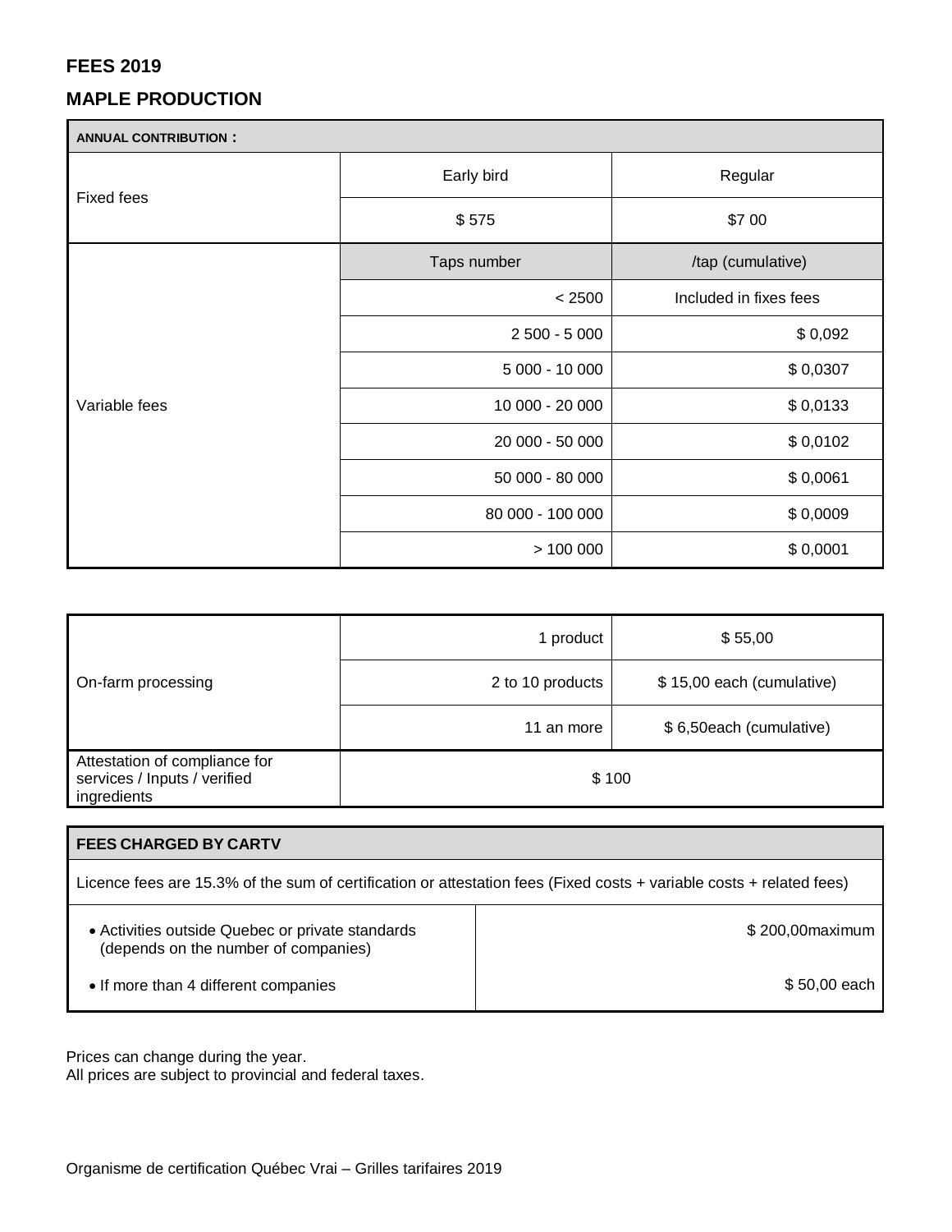**FEES 2019**

**MAPLE PRODUCTION**

| ANNUAL CONTRIBUTION : | | |
|---|---|---|
| Fixed fees | Early bird | Regular |
| | $ 575 | $7 00 |
| Variable fees | Taps number | /tap (cumulative) |
| | < 2500 | Included in fixes fees |
| | 2 500 - 5 000 | $ 0,092 |
| | 5 000 - 10 000 | $ 0,0307 |
| | 10 000 - 20 000 | $ 0,0133 |
| | 20 000 - 50 000 | $ 0,0102 |
| | 50 000 - 80 000 | $ 0,0061 |
| | 80 000 - 100 000 | $ 0,0009 |
| | > 100 000 | $ 0,0001 |

| | | |
|---|---|---|
| On-farm processing | 1 product | $ 55,00 |
| | 2 to 10 products | $ 15,00 each (cumulative) |
| | 11 an more | $ 6,50each (cumulative) |
| Attestation of compliance for services / Inputs / verified ingredients | $ 100 | |

| FEES CHARGED BY CARTV | |
|---|---|
| Licence fees are 15.3% of the sum of certification or attestation fees (Fixed costs + variable costs + related fees) | |
| • Activities outside Quebec or private standards (depends on the number of companies) | $ 200,00maximum |
| • If more than 4 different companies | $ 50,00 each |

Prices can change during the year.
All prices are subject to provincial and federal taxes.

Organisme de certification Québec Vrai – Grilles tarifaires 2019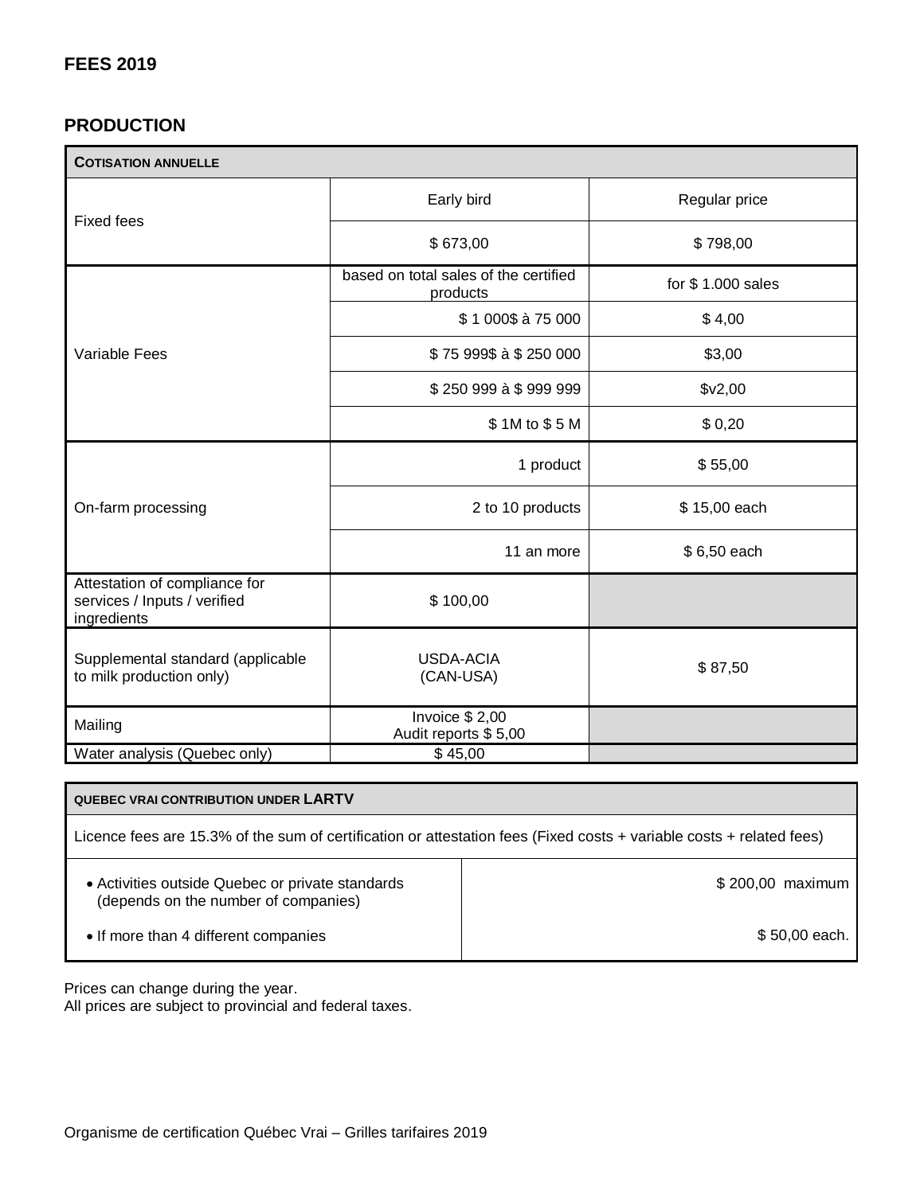## FEES 2019

## PRODUCTION

| COTISATION ANNUELLE | | |
|---|---|---|
| Fixed fees | Early bird | Regular price |
| | $ 673,00 | $ 798,00 |
| Variable Fees | based on total sales of the certified products | for $ 1.000 sales |
| | $ 1 000$ à 75 000 | $ 4,00 |
| | $ 75 999$ à $ 250 000 | $3,00 |
| | $ 250 999 à $ 999 999 | $v2,00 |
| | $ 1M to $ 5 M | $ 0,20 |
| On-farm processing | 1 product | $ 55,00 |
| | 2 to 10 products | $ 15,00 each |
| | 11 an more | $ 6,50 each |
| Attestation of compliance for services / Inputs / verified ingredients | $ 100,00 | |
| Supplemental standard (applicable to milk production only) | USDA-ACIA (CAN-USA) | $ 87,50 |
| Mailing | Invoice $ 2,00<br>Audit reports $ 5,00 | |
| Water analysis (Quebec only) | $ 45,00 | |

| QUEBEC VRAI CONTRIBUTION UNDER LARTV | |
|---|---|
| Licence fees are 15.3% of the sum of certification or attestation fees (Fixed costs + variable costs + related fees) | |
| • Activities outside Quebec or private standards (depends on the number of companies) | $ 200,00 maximum |
| • If more than 4 different companies | $ 50,00 each. |

Prices can change during the year.
All prices are subject to provincial and federal taxes.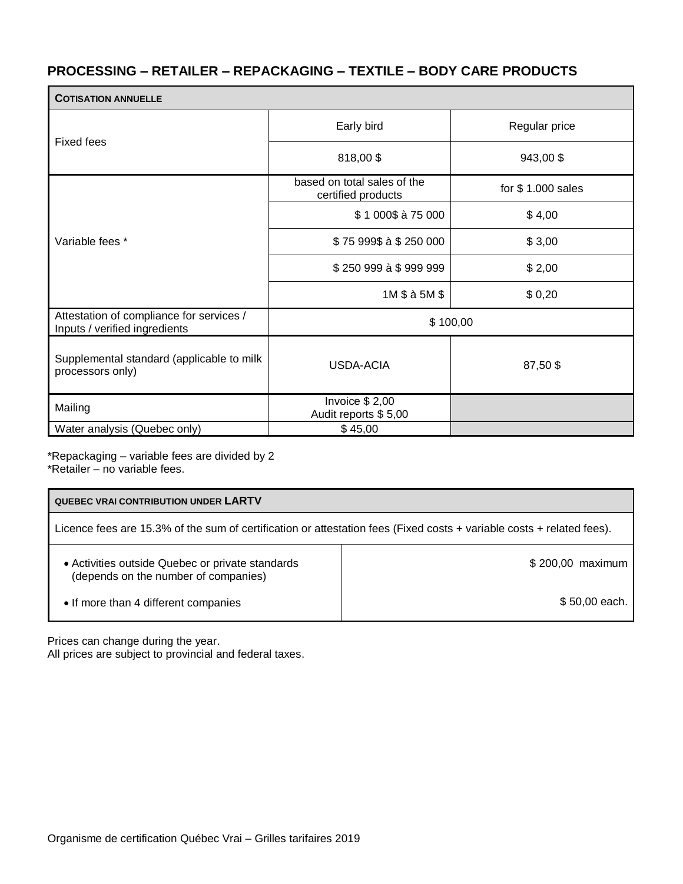## PROCESSING – RETAILER – REPACKAGING – TEXTILE – BODY CARE PRODUCTS

| COTISATION ANNUELLE | | |
|---|---|---|
| Fixed fees | Early bird | Regular price |
| | 818,00 $ | 943,00 $ |
| Variable fees * | based on total sales of the certified products | for $ 1.000 sales |
| | $ 1 000$ à 75 000 | $ 4,00 |
| | $ 75 999$ à $ 250 000 | $ 3,00 |
| | $ 250 999 à $ 999 999 | $ 2,00 |
| | 1M $ à 5M $ | $ 0,20 |
| Attestation of compliance for services / Inputs / verified ingredients | $ 100,00 | |
| Supplemental standard (applicable to milk processors only) | USDA-ACIA | 87,50 $ |
| Mailing | Invoice $ 2,00<br>Audit reports $ 5,00 | |
| Water analysis (Quebec only) | $ 45,00 | |

*Repackaging – variable fees are divided by 2
*Retailer – no variable fees.

| QUEBEC VRAI CONTRIBUTION UNDER LARTV | |
|---|---|
| Licence fees are 15.3% of the sum of certification or attestation fees (Fixed costs + variable costs + related fees). | |
| • Activities outside Quebec or private standards (depends on the number of companies) | $ 200,00 maximum |
| • If more than 4 different companies | $ 50,00 each. |

Prices can change during the year.
All prices are subject to provincial and federal taxes.